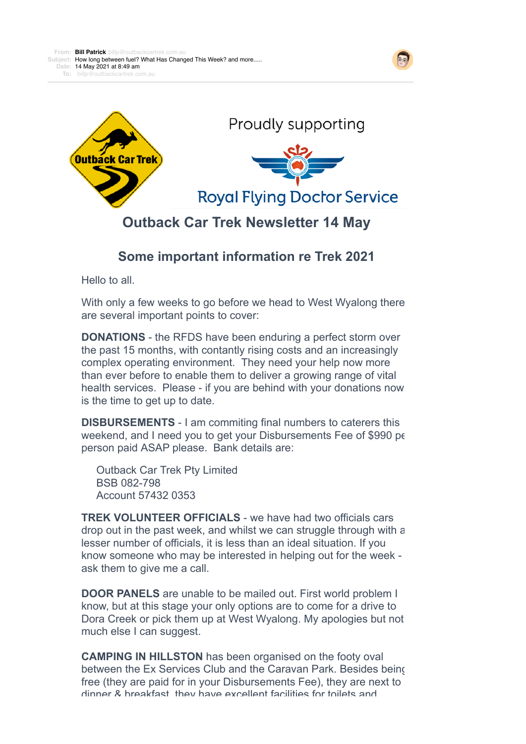**From:** Bill Patrick billp@outbackcartrek.com.au
**Subject:** How long between fuel? What Has Changed This Week? and more.....
**Date:** 14 May 2021 at 8:49 am
**To:** billp@outbackcartrek.com.au

Outback Car Trek

Proudly supporting

Royal Flying Doctor Service

# Outback Car Trek Newsletter 14 May

## Some important information re Trek 2021

Hello to all.

With only a few weeks to go before we head to West Wyalong there are several important points to cover:

**DONATIONS** - the RFDS have been enduring a perfect storm over the past 15 months, with contantly rising costs and an increasingly complex operating environment. They need your help now more than ever before to enable them to deliver a growing range of vital health services. Please - if you are behind with your donations now is the time to get up to date.

**DISBURSEMENTS** - I am commiting final numbers to caterers this weekend, and I need you to get your Disbursements Fee of $990 per person paid ASAP please. Bank details are:

Outback Car Trek Pty Limited
BSB 082-798
Account 57432 0353

**TREK VOLUNTEER OFFICIALS** - we have had two officials cars drop out in the past week, and whilst we can struggle through with a lesser number of officials, it is less than an ideal situation. If you know someone who may be interested in helping out for the week - ask them to give me a call.

**DOOR PANELS** are unable to be mailed out. First world problem I know, but at this stage your only options are to come for a drive to Dora Creek or pick them up at West Wyalong. My apologies but not much else I can suggest.

**CAMPING IN HILLSTON** has been organised on the footy oval between the Ex Services Club and the Caravan Park. Besides being free (they are paid for in your Disbursements Fee), they are next to dinner & breakfast, they have excellent facilities for toilets and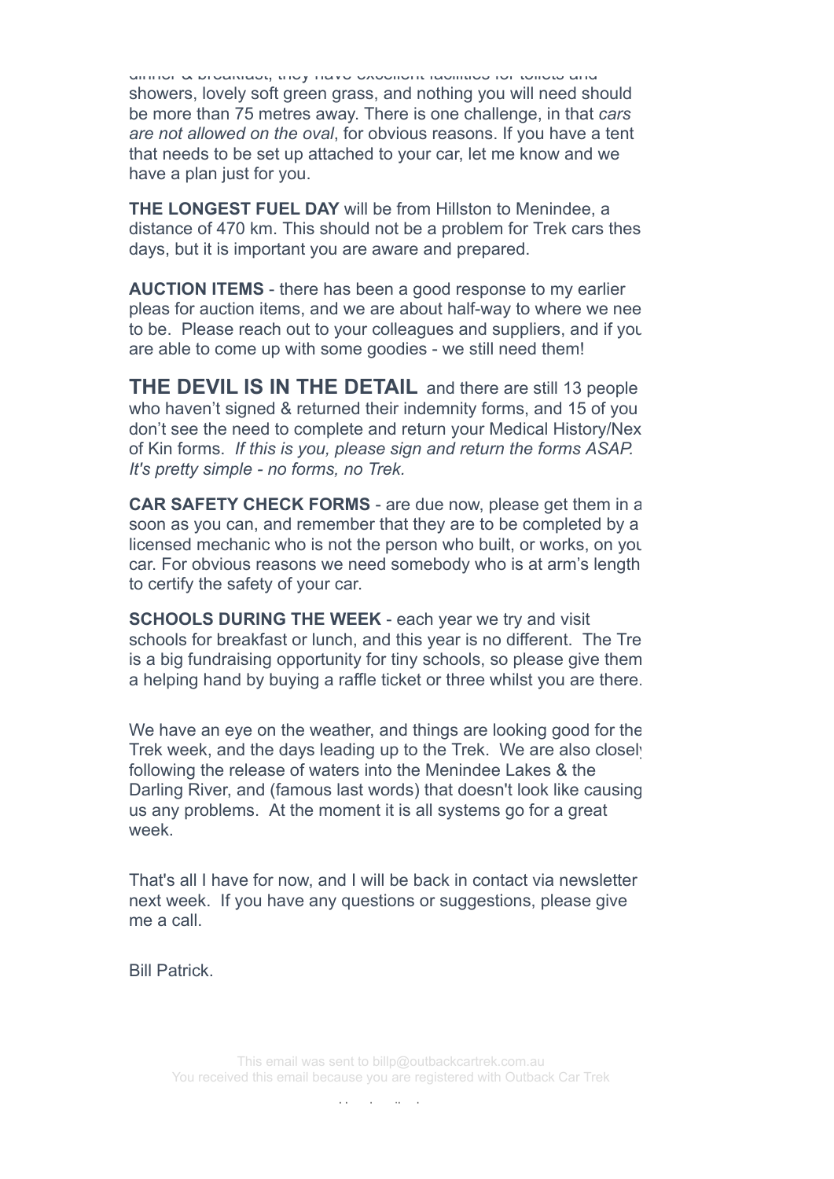dinner & breakfast, they have excellent facilities for toilets and showers, lovely soft green grass, and nothing you will need should be more than 75 metres away. There is one challenge, in that *cars are not allowed on the oval*, for obvious reasons. If you have a tent that needs to be set up attached to your car, let me know and we have a plan just for you.

**THE LONGEST FUEL DAY** will be from Hillston to Menindee, a distance of 470 km. This should not be a problem for Trek cars thes days, but it is important you are aware and prepared.

**AUCTION ITEMS** - there has been a good response to my earlier pleas for auction items, and we are about half-way to where we nee to be. Please reach out to your colleagues and suppliers, and if you are able to come up with some goodies - we still need them!

**THE DEVIL IS IN THE DETAIL** and there are still 13 people who haven't signed & returned their indemnity forms, and 15 of you don't see the need to complete and return your Medical History/Nex of Kin forms. *If this is you, please sign and return the forms ASAP. It's pretty simple - no forms, no Trek.*

**CAR SAFETY CHECK FORMS** - are due now, please get them in a soon as you can, and remember that they are to be completed by a licensed mechanic who is not the person who built, or works, on you car. For obvious reasons we need somebody who is at arm's length to certify the safety of your car.

**SCHOOLS DURING THE WEEK** - each year we try and visit schools for breakfast or lunch, and this year is no different. The Tre is a big fundraising opportunity for tiny schools, so please give them a helping hand by buying a raffle ticket or three whilst you are there.

We have an eye on the weather, and things are looking good for the Trek week, and the days leading up to the Trek. We are also closel following the release of waters into the Menindee Lakes & the Darling River, and (famous last words) that doesn't look like causing us any problems. At the moment it is all systems go for a great week.

That's all I have for now, and I will be back in contact via newsletter next week. If you have any questions or suggestions, please give me a call.

Bill Patrick.

This email was sent to billp@outbackcartrek.com.au
You received this email because you are registered with Outback Car Trek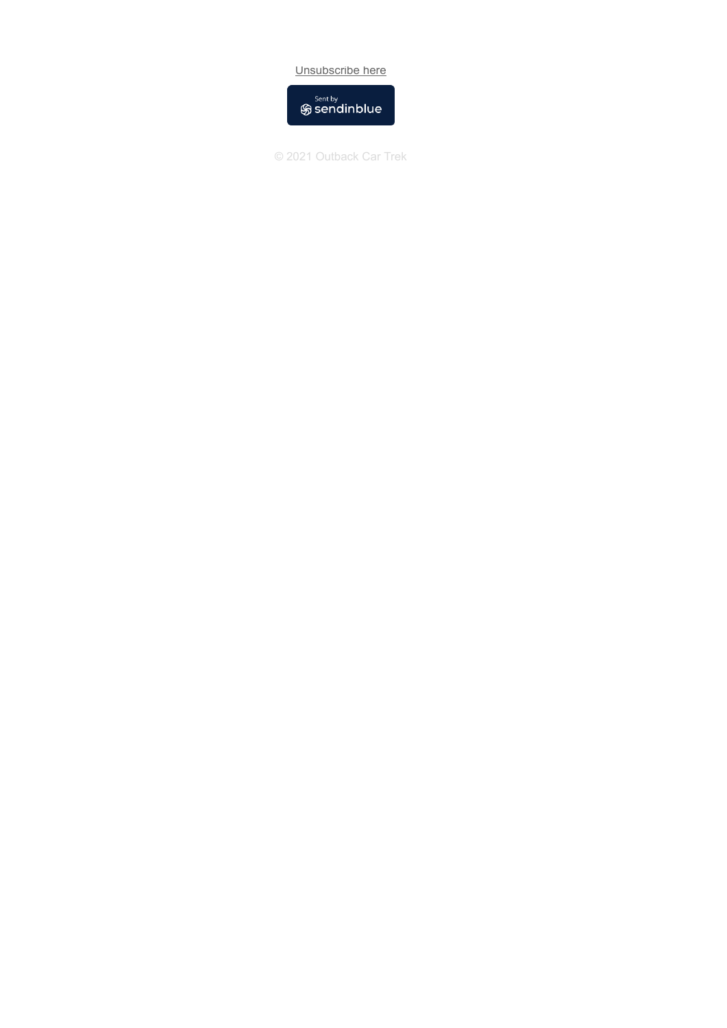Unsubscribe here

Sent by sendinblue

© 2021 Outback Car Trek